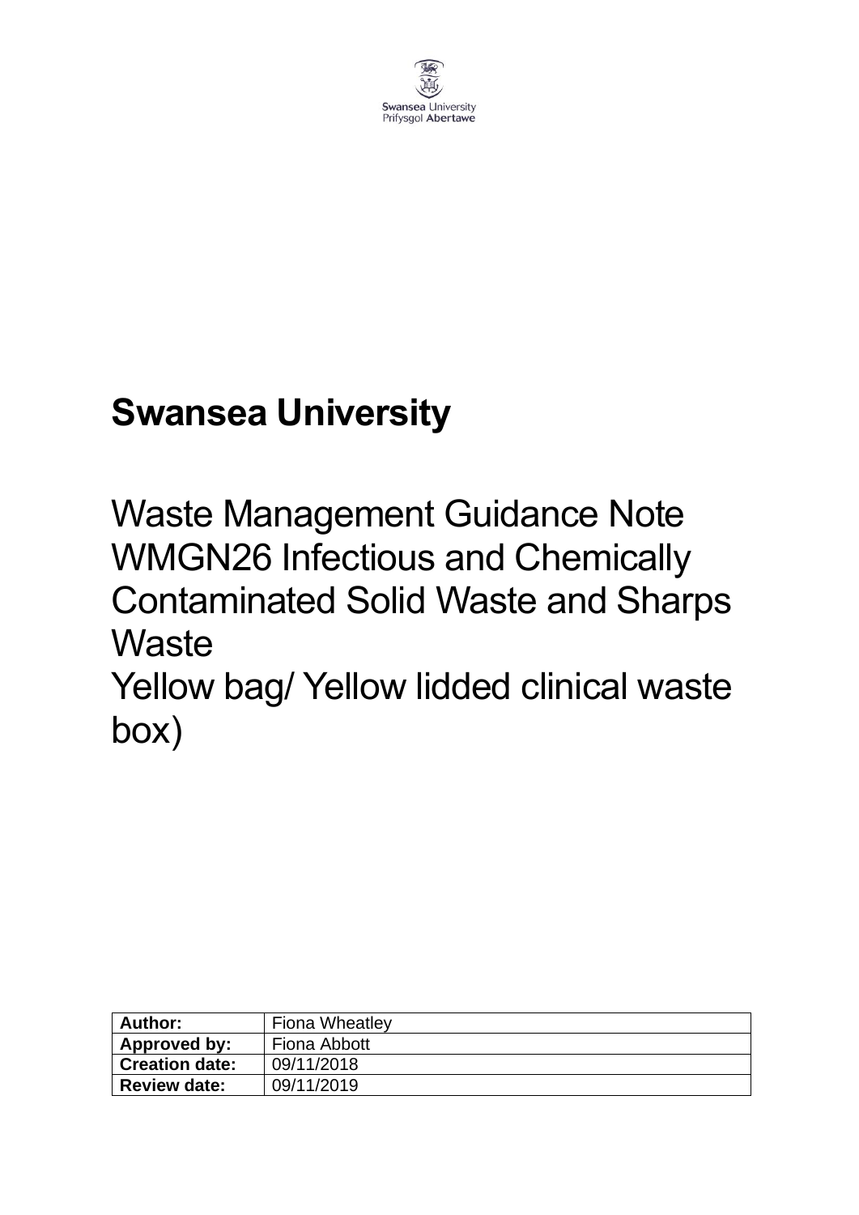Swansea University
Prifysgol Abertawe

# Swansea University

## Waste Management Guidance Note WMGN26 Infectious and Chemically Contaminated Solid Waste and Sharps Waste
## Yellow bag/ Yellow lidded clinical waste box)

| **Author:** | Fiona Wheatley |
|---|---|
| **Approved by:** | Fiona Abbott |
| **Creation date:** | 09/11/2018 |
| **Review date:** | 09/11/2019 |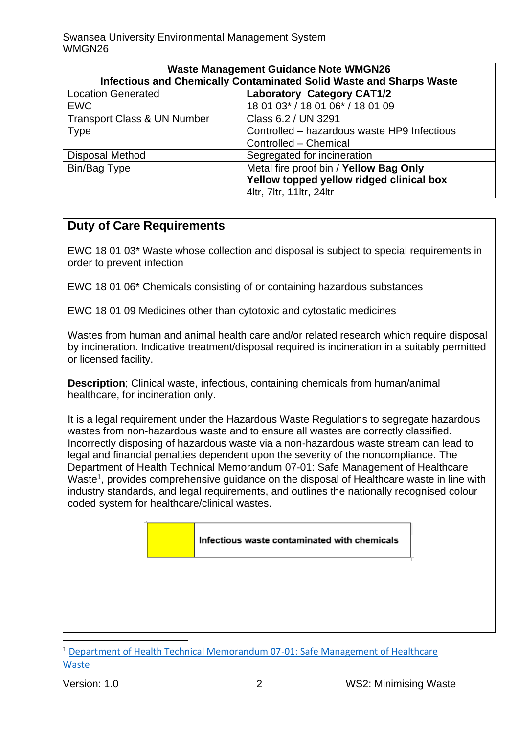| Waste Management Guidance Note WMGN26 Infectious and Chemically Contaminated Solid Waste and Sharps Waste | |
|---|---|
| Location Generated | **Laboratory Category CAT1/2** |
| EWC | 18 01 03* / 18 01 06* / 18 01 09 |
| Transport Class & UN Number | Class 6.2 / UN 3291 |
| Type | Controlled – hazardous waste HP9 Infectious<br>Controlled – Chemical |
| Disposal Method | Segregated for incineration |
| Bin/Bag Type | Metal fire proof bin / **Yellow Bag Only**<br>**Yellow topped yellow ridged clinical box**<br>4ltr, 7ltr, 11ltr, 24ltr |

## Duty of Care Requirements

EWC 18 01 03* Waste whose collection and disposal is subject to special requirements in order to prevent infection

EWC 18 01 06* Chemicals consisting of or containing hazardous substances

EWC 18 01 09 Medicines other than cytotoxic and cytostatic medicines

Wastes from human and animal health care and/or related research which require disposal by incineration. Indicative treatment/disposal required is incineration in a suitably permitted or licensed facility.

**Description**; Clinical waste, infectious, containing chemicals from human/animal healthcare, for incineration only.

It is a legal requirement under the Hazardous Waste Regulations to segregate hazardous wastes from non-hazardous waste and to ensure all wastes are correctly classified. Incorrectly disposing of hazardous waste via a non-hazardous waste stream can lead to legal and financial penalties dependent upon the severity of the noncompliance. The Department of Health Technical Memorandum 07-01: Safe Management of Healthcare Waste[1], provides comprehensive guidance on the disposal of Healthcare waste in line with industry standards, and legal requirements, and outlines the nationally recognised colour coded system for healthcare/clinical wastes.

| (Yellow) | Infectious waste contaminated with chemicals |
|---|---|

[1] Department of Health Technical Memorandum 07-01: Safe Management of Healthcare Waste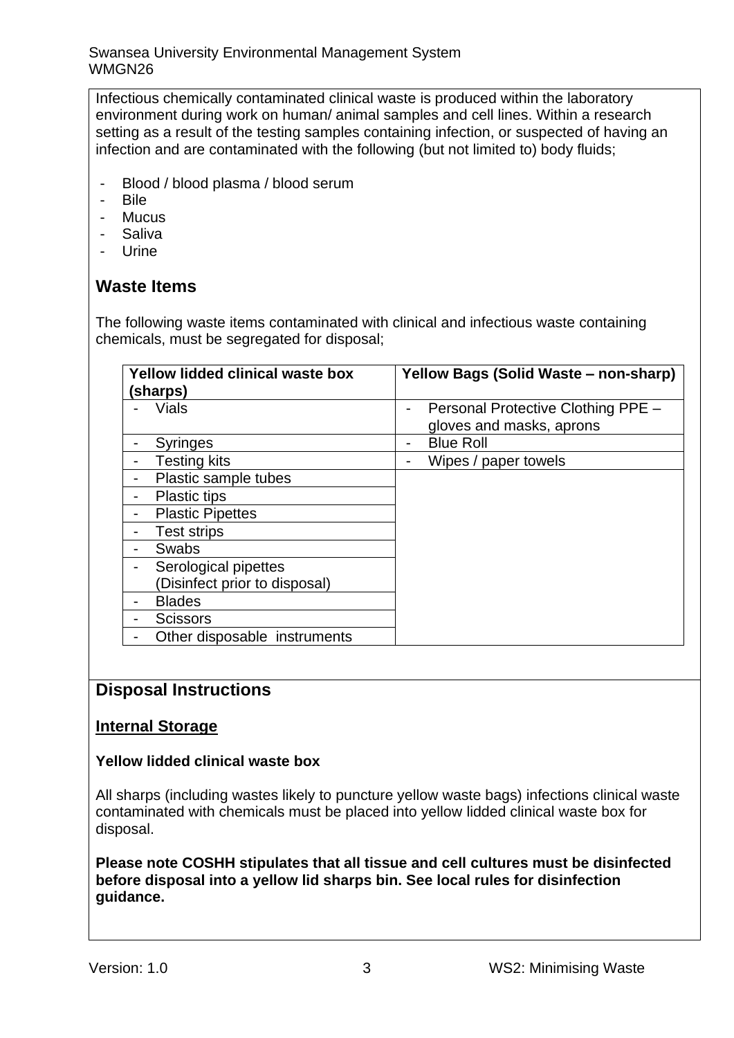Infectious chemically contaminated clinical waste is produced within the laboratory environment during work on human/ animal samples and cell lines. Within a research setting as a result of the testing samples containing infection, or suspected of having an infection and are contaminated with the following (but not limited to) body fluids;

- Blood / blood plasma / blood serum
- Bile
- Mucus
- Saliva
- Urine

## Waste Items

The following waste items contaminated with clinical and infectious waste containing chemicals, must be segregated for disposal;

| Yellow lidded clinical waste box (sharps) | Yellow Bags (Solid Waste – non-sharp) |
|---|---|
| - Vials | - Personal Protective Clothing PPE – gloves and masks, aprons |
| - Syringes | - Blue Roll |
| - Testing kits | - Wipes / paper towels |
| - Plastic sample tubes | |
| - Plastic tips | |
| - Plastic Pipettes | |
| - Test strips | |
| - Swabs | |
| - Serological pipettes (Disinfect prior to disposal) | |
| - Blades | |
| - Scissors | |
| - Other disposable instruments | |

## Disposal Instructions

### Internal Storage

**Yellow lidded clinical waste box**

All sharps (including wastes likely to puncture yellow waste bags) infections clinical waste contaminated with chemicals must be placed into yellow lidded clinical waste box for disposal.

**Please note COSHH stipulates that all tissue and cell cultures must be disinfected before disposal into a yellow lid sharps bin. See local rules for disinfection guidance.**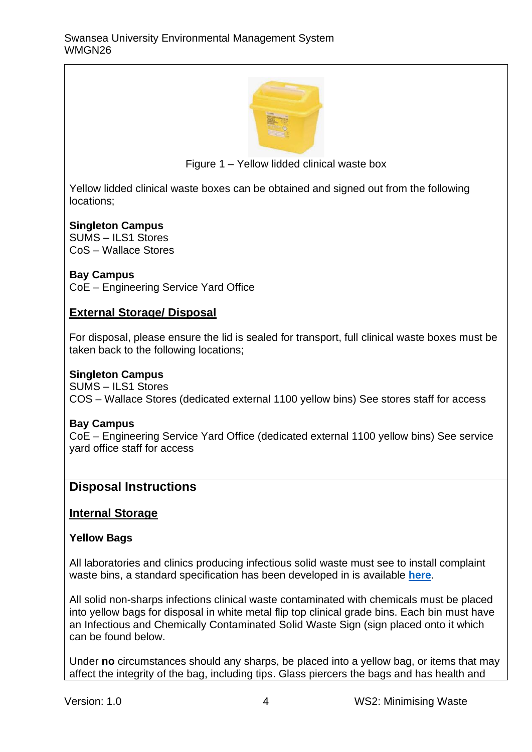Figure 1 – Yellow lidded clinical waste box

Yellow lidded clinical waste boxes can be obtained and signed out from the following locations;

**Singleton Campus**
SUMS – ILS1 Stores
CoS – Wallace Stores

**Bay Campus**
CoE – Engineering Service Yard Office

**External Storage/ Disposal**

For disposal, please ensure the lid is sealed for transport, full clinical waste boxes must be taken back to the following locations;

**Singleton Campus**
SUMS – ILS1 Stores
COS – Wallace Stores (dedicated external 1100 yellow bins) See stores staff for access

**Bay Campus**
CoE – Engineering Service Yard Office (dedicated external 1100 yellow bins) See service yard office staff for access

## Disposal Instructions

**Internal Storage**

**Yellow Bags**

All laboratories and clinics producing infectious solid waste must see to install complaint waste bins, a standard specification has been developed in is available **here**.

All solid non-sharps infections clinical waste contaminated with chemicals must be placed into yellow bags for disposal in white metal flip top clinical grade bins. Each bin must have an Infectious and Chemically Contaminated Solid Waste Sign (sign placed onto it which can be found below.

Under **no** circumstances should any sharps, be placed into a yellow bag, or items that may affect the integrity of the bag, including tips. Glass piercers the bags and has health and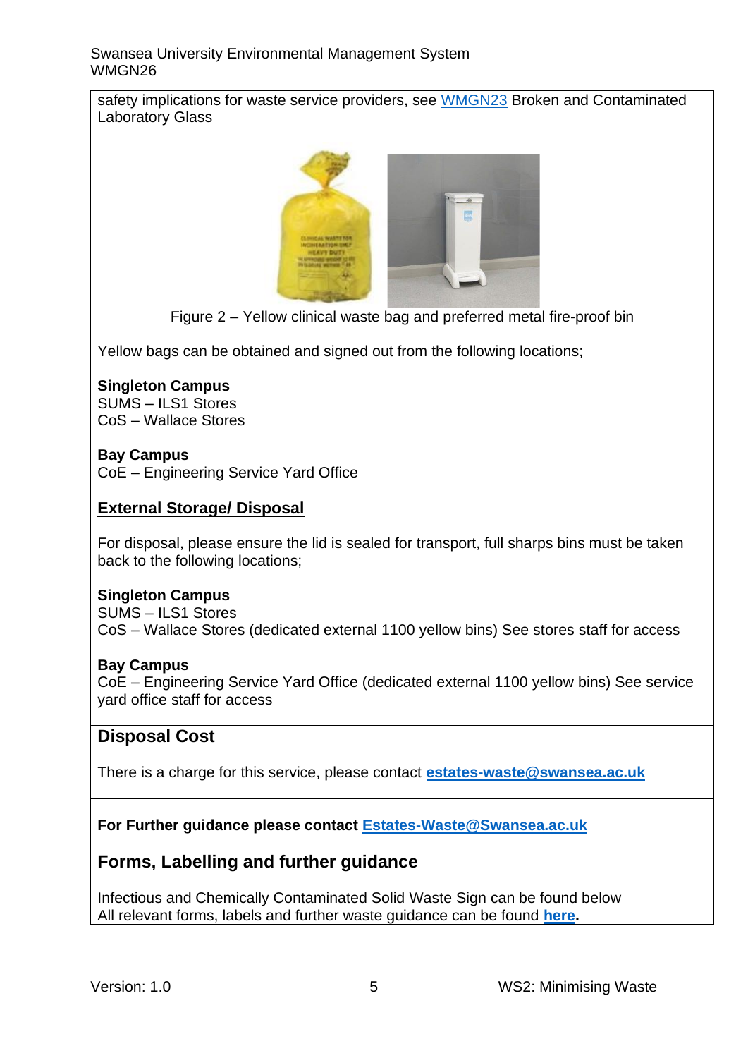safety implications for waste service providers, see [WMGN23](WMGN23) Broken and Contaminated Laboratory Glass

Figure 2 – Yellow clinical waste bag and preferred metal fire-proof bin

Yellow bags can be obtained and signed out from the following locations;

**Singleton Campus**
SUMS – ILS1 Stores
CoS – Wallace Stores

**Bay Campus**
CoE – Engineering Service Yard Office

**External Storage/ Disposal**

For disposal, please ensure the lid is sealed for transport, full sharps bins must be taken back to the following locations;

**Singleton Campus**
SUMS – ILS1 Stores
CoS – Wallace Stores (dedicated external 1100 yellow bins) See stores staff for access

**Bay Campus**
CoE – Engineering Service Yard Office (dedicated external 1100 yellow bins) See service yard office staff for access

## Disposal Cost

There is a charge for this service, please contact **estates-waste@swansea.ac.uk**

**For Further guidance please contact Estates-Waste@Swansea.ac.uk**

## Forms, Labelling and further guidance

Infectious and Chemically Contaminated Solid Waste Sign can be found below
All relevant forms, labels and further waste guidance can be found **here**.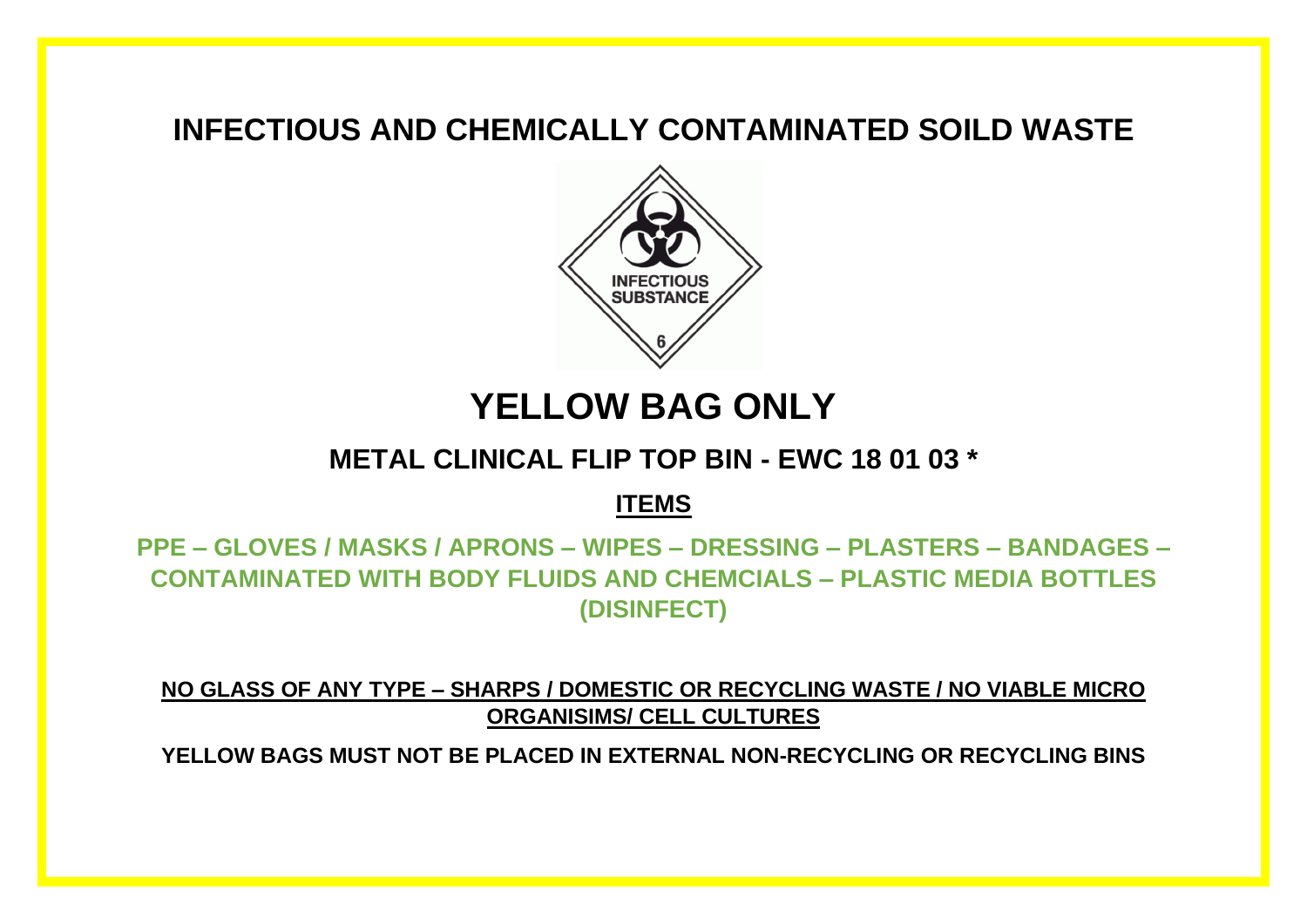# INFECTIOUS AND CHEMICALLY CONTAMINATED SOILD WASTE

INFECTIOUS SUBSTANCE

6

# YELLOW BAG ONLY

## METAL CLINICAL FLIP TOP BIN - EWC 18 01 03 *

**ITEMS**

**PPE – GLOVES / MASKS / APRONS – WIPES – DRESSING – PLASTERS – BANDAGES – CONTAMINATED WITH BODY FLUIDS AND CHEMCIALS – PLASTIC MEDIA BOTTLES (DISINFECT)**

**NO GLASS OF ANY TYPE – SHARPS / DOMESTIC OR RECYCLING WASTE / NO VIABLE MICRO ORGANISIMS/ CELL CULTURES**

**YELLOW BAGS MUST NOT BE PLACED IN EXTERNAL NON-RECYCLING OR RECYCLING BINS**